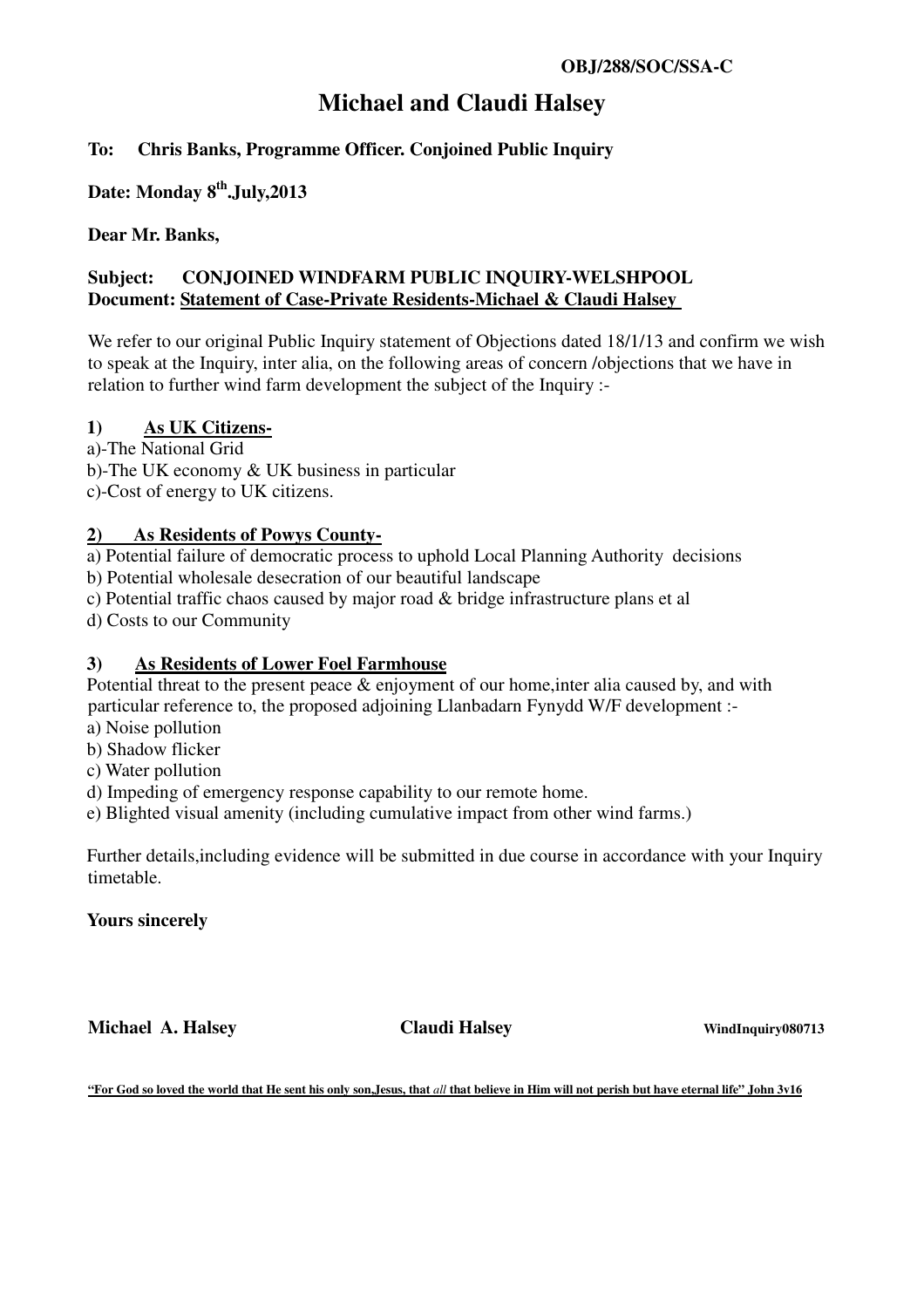**OBJ/288/SOC/SSA-C**

# Michael and Claudi Halsey

**To: Chris Banks, Programme Officer. Conjoined Public Inquiry**

**Date: Monday 8th.July,2013**

**Dear Mr. Banks,**

**Subject: CONJOINED WINDFARM PUBLIC INQUIRY-WELSHPOOL**
**Document: Statement of Case-Private Residents-Michael & Claudi Halsey**

We refer to our original Public Inquiry statement of Objections dated 18/1/13 and confirm we wish to speak at the Inquiry, inter alia, on the following areas of concern /objections that we have in relation to further wind farm development the subject of the Inquiry :-

**1) As UK Citizens-**

a)-The National Grid
b)-The UK economy & UK business in particular
c)-Cost of energy to UK citizens.

**2) As Residents of Powys County-**

a) Potential failure of democratic process to uphold Local Planning Authority decisions
b) Potential wholesale desecration of our beautiful landscape
c) Potential traffic chaos caused by major road & bridge infrastructure plans et al
d) Costs to our Community

**3) As Residents of Lower Foel Farmhouse**

Potential threat to the present peace & enjoyment of our home,inter alia caused by, and with particular reference to, the proposed adjoining Llanbadarn Fynydd W/F development :-
a) Noise pollution
b) Shadow flicker
c) Water pollution
d) Impeding of emergency response capability to our remote home.
e) Blighted visual amenity (including cumulative impact from other wind farms.)

Further details,including evidence will be submitted in due course in accordance with your Inquiry timetable.

**Yours sincerely**

**Michael A. Halsey** **Claudi Halsey** **WindInquiry080713**

**"For God so loved the world that He sent his only son,Jesus, that *all* that believe in Him will not perish but have eternal life" John 3v16**